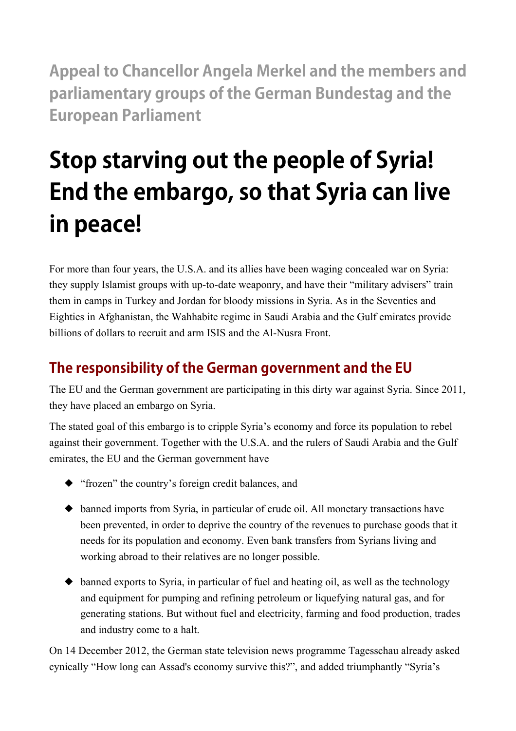## Appeal to Chancellor Angela Merkel and the members and parliamentary groups of the German Bundestag and the European Parliament

# Stop starving out the people of Syria! End the embargo, so that Syria can live in peace!

For more than four years, the U.S.A. and its allies have been waging concealed war on Syria: they supply Islamist groups with up-to-date weaponry, and have their "military advisers" train them in camps in Turkey and Jordan for bloody missions in Syria. As in the Seventies and Eighties in Afghanistan, the Wahhabite regime in Saudi Arabia and the Gulf emirates provide billions of dollars to recruit and arm ISIS and the Al-Nusra Front.

## The responsibility of the German government and the EU

The EU and the German government are participating in this dirty war against Syria. Since 2011, they have placed an embargo on Syria.

The stated goal of this embargo is to cripple Syria's economy and force its population to rebel against their government. Together with the U.S.A. and the rulers of Saudi Arabia and the Gulf emirates, the EU and the German government have

- "frozen" the country's foreign credit balances, and
- banned imports from Syria, in particular of crude oil. All monetary transactions have been prevented, in order to deprive the country of the revenues to purchase goods that it needs for its population and economy. Even bank transfers from Syrians living and working abroad to their relatives are no longer possible.
- banned exports to Syria, in particular of fuel and heating oil, as well as the technology and equipment for pumping and refining petroleum or liquefying natural gas, and for generating stations. But without fuel and electricity, farming and food production, trades and industry come to a halt.

On 14 December 2012, the German state television news programme Tagesschau already asked cynically "How long can Assad's economy survive this?", and added triumphantly "Syria's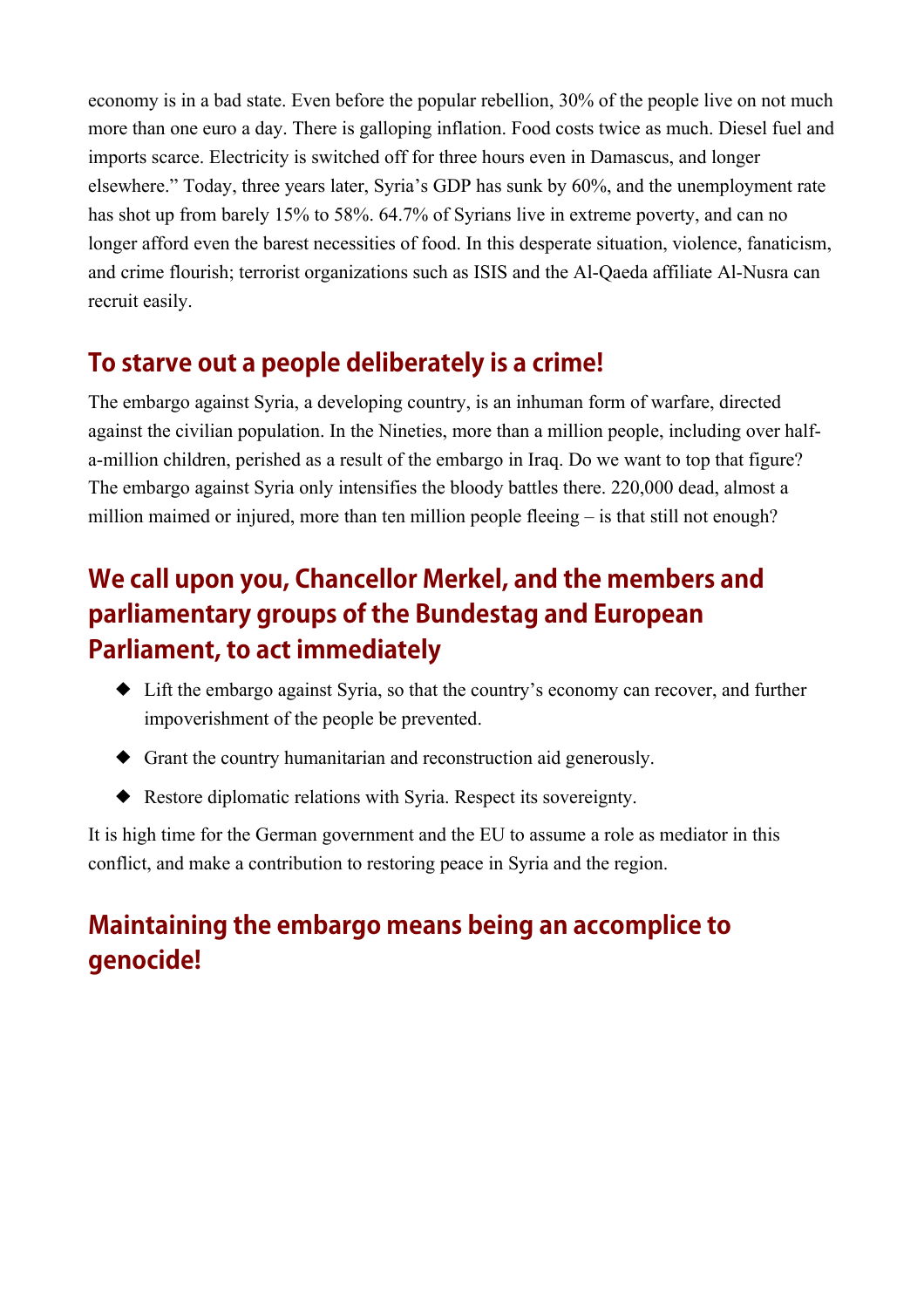economy is in a bad state. Even before the popular rebellion, 30% of the people live on not much more than one euro a day. There is galloping inflation. Food costs twice as much. Diesel fuel and imports scarce. Electricity is switched off for three hours even in Damascus, and longer elsewhere." Today, three years later, Syria's GDP has sunk by 60%, and the unemployment rate has shot up from barely 15% to 58%. 64.7% of Syrians live in extreme poverty, and can no longer afford even the barest necessities of food. In this desperate situation, violence, fanaticism, and crime flourish; terrorist organizations such as ISIS and the Al-Qaeda affiliate Al-Nusra can recruit easily.

## To starve out a people deliberately is a crime!

The embargo against Syria, a developing country, is an inhuman form of warfare, directed against the civilian population. In the Nineties, more than a million people, including over half-a-million children, perished as a result of the embargo in Iraq. Do we want to top that figure? The embargo against Syria only intensifies the bloody battles there. 220,000 dead, almost a million maimed or injured, more than ten million people fleeing – is that still not enough?

## We call upon you, Chancellor Merkel, and the members and parliamentary groups of the Bundestag and European Parliament, to act immediately

- Lift the embargo against Syria, so that the country's economy can recover, and further impoverishment of the people be prevented.
- Grant the country humanitarian and reconstruction aid generously.
- Restore diplomatic relations with Syria. Respect its sovereignty.

It is high time for the German government and the EU to assume a role as mediator in this conflict, and make a contribution to restoring peace in Syria and the region.

## Maintaining the embargo means being an accomplice to genocide!